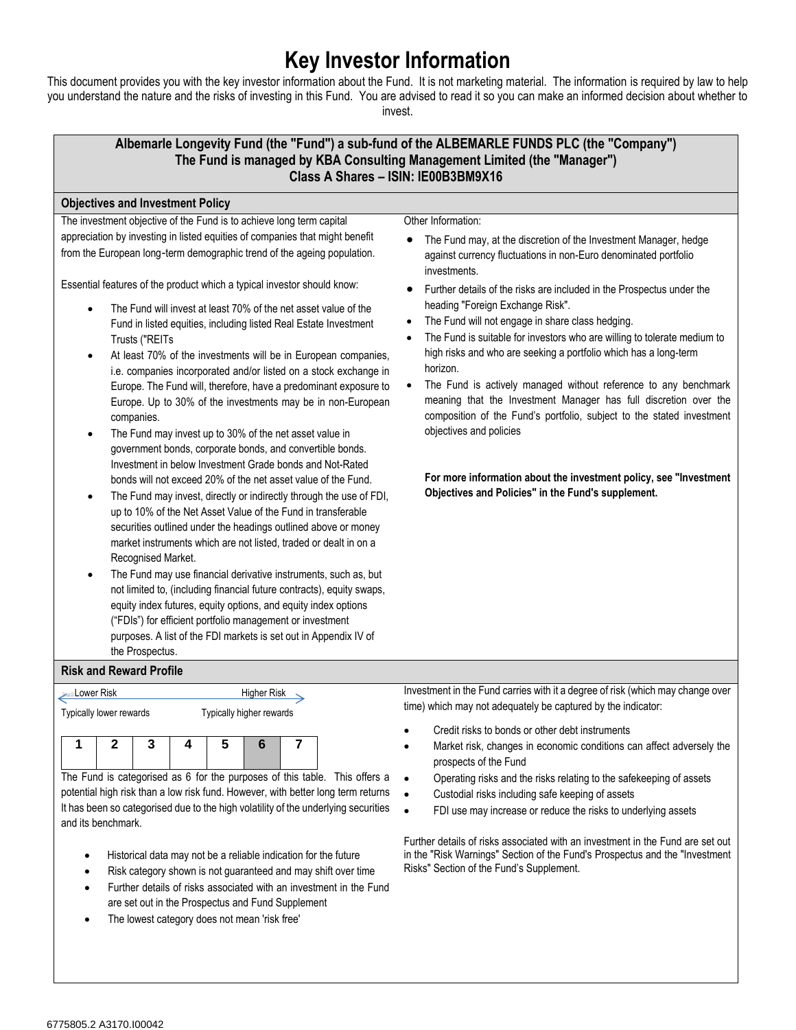# Key Investor Information

This document provides you with the key investor information about the Fund. It is not marketing material. The information is required by law to help you understand the nature and the risks of investing in this Fund. You are advised to read it so you can make an informed decision about whether to invest.

**Albemarle Longevity Fund (the "Fund") a sub-fund of the ALBEMARLE FUNDS PLC (the "Company")**
**The Fund is managed by KBA Consulting Management Limited (the "Manager")**
**Class A Shares – ISIN: IE00B3BM9X16**

## Objectives and Investment Policy

The investment objective of the Fund is to achieve long term capital appreciation by investing in listed equities of companies that might benefit from the European long-term demographic trend of the ageing population.

Essential features of the product which a typical investor should know:

- The Fund will invest at least 70% of the net asset value of the Fund in listed equities, including listed Real Estate Investment Trusts ("REITs
- At least 70% of the investments will be in European companies, i.e. companies incorporated and/or listed on a stock exchange in Europe. The Fund will, therefore, have a predominant exposure to Europe. Up to 30% of the investments may be in non-European companies.
- The Fund may invest up to 30% of the net asset value in government bonds, corporate bonds, and convertible bonds. Investment in below Investment Grade bonds and Not-Rated bonds will not exceed 20% of the net asset value of the Fund.
- The Fund may invest, directly or indirectly through the use of FDI, up to 10% of the Net Asset Value of the Fund in transferable securities outlined under the headings outlined above or money market instruments which are not listed, traded or dealt in on a Recognised Market.
- The Fund may use financial derivative instruments, such as, but not limited to, (including financial future contracts), equity swaps, equity index futures, equity options, and equity index options ("FDIs") for efficient portfolio management or investment purposes. A list of the FDI markets is set out in Appendix IV of the Prospectus.

Other Information:

- The Fund may, at the discretion of the Investment Manager, hedge against currency fluctuations in non-Euro denominated portfolio investments.
- Further details of the risks are included in the Prospectus under the heading "Foreign Exchange Risk".
- The Fund will not engage in share class hedging.
- The Fund is suitable for investors who are willing to tolerate medium to high risks and who are seeking a portfolio which has a long-term horizon.
- The Fund is actively managed without reference to any benchmark meaning that the Investment Manager has full discretion over the composition of the Fund's portfolio, subject to the stated investment objectives and policies

**For more information about the investment policy, see "Investment Objectives and Policies" in the Fund's supplement.**

## Risk and Reward Profile

Lower Risk — Higher Risk

Typically lower rewards — Typically higher rewards

| 1 | 2 | 3 | 4 | 5 | 6 | 7 |
|---|---|---|---|---|---|---|

The Fund is categorised as 6 for the purposes of this table. This offers a potential high risk than a low risk fund. However, with better long term returns It has been so categorised due to the high volatility of the underlying securities and its benchmark.

- Historical data may not be a reliable indication for the future
- Risk category shown is not guaranteed and may shift over time
- Further details of risks associated with an investment in the Fund are set out in the Prospectus and Fund Supplement
- The lowest category does not mean 'risk free'

Investment in the Fund carries with it a degree of risk (which may change over time) which may not adequately be captured by the indicator:

- Credit risks to bonds or other debt instruments
- Market risk, changes in economic conditions can affect adversely the prospects of the Fund
- Operating risks and the risks relating to the safekeeping of assets
- Custodial risks including safe keeping of assets
- FDI use may increase or reduce the risks to underlying assets

Further details of risks associated with an investment in the Fund are set out in the "Risk Warnings" Section of the Fund's Prospectus and the "Investment Risks" Section of the Fund's Supplement.

6775805.2 A3170.I00042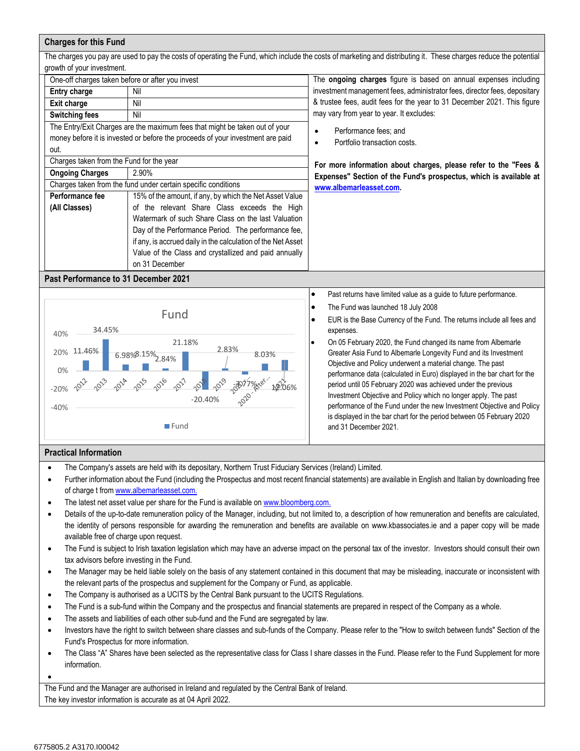## Charges for this Fund

The charges you pay are used to pay the costs of operating the Fund, which include the costs of marketing and distributing it. These charges reduce the potential growth of your investment.

| | |
|---|---|
| One-off charges taken before or after you invest | |
| **Entry charge** | Nil |
| **Exit charge** | Nil |
| **Switching fees** | Nil |
| The Entry/Exit Charges are the maximum fees that might be taken out of your money before it is invested or before the proceeds of your investment are paid out. | |
| Charges taken from the Fund for the year | |
| **Ongoing Charges** | 2.90% |
| Charges taken from the fund under certain specific conditions | |
| **Performance fee (All Classes)** | 15% of the amount, if any, by which the Net Asset Value of the relevant Share Class exceeds the High Watermark of such Share Class on the last Valuation Day of the Performance Period. The performance fee, if any, is accrued daily in the calculation of the Net Asset Value of the Class and crystallized and paid annually on 31 December |

The **ongoing charges** figure is based on annual expenses including investment management fees, administrator fees, director fees, depositary & trustee fees, audit fees for the year to 31 December 2021. This figure may vary from year to year. It excludes:

- Performance fees; and
- Portfolio transaction costs.

**For more information about charges, please refer to the "Fees & Expenses" Section of the Fund's prospectus, which is available at [www.albemarleasset.com](www.albemarleasset.com).**

## Past Performance to 31 December 2021

Fund

40%
20%
0%
-20%
-40%

11.46% 34.45% 6.98% 8.15% 2.84% 21.18% -20.40% 2.83% -3.77% 8.03% 12.06%

2012 2013 2014 2015 2016 2017 2018 2019 2020... 2020 - After... 2021

Fund

- Past returns have limited value as a guide to future performance.
- The Fund was launched 18 July 2008
- EUR is the Base Currency of the Fund. The returns include all fees and expenses.
- On 05 February 2020, the Fund changed its name from Albemarle Greater Asia Fund to Albemarle Longevity Fund and its Investment Objective and Policy underwent a material change. The past performance data (calculated in Euro) displayed in the bar chart for the period until 05 February 2020 was achieved under the previous Investment Objective and Policy which no longer apply. The past performance of the Fund under the new Investment Objective and Policy is displayed in the bar chart for the period between 05 February 2020 and 31 December 2021.

## Practical Information

- The Company's assets are held with its depositary, Northern Trust Fiduciary Services (Ireland) Limited.
- Further information about the Fund (including the Prospectus and most recent financial statements) are available in English and Italian by downloading free of charge t from [www.albemarleasset.com.](www.albemarleasset.com.)
- The latest net asset value per share for the Fund is available on [www.bloomberg.com.](www.bloomberg.com.)
- Details of the up-to-date remuneration policy of the Manager, including, but not limited to, a description of how remuneration and benefits are calculated, the identity of persons responsible for awarding the remuneration and benefits are available on www.kbassociates.ie and a paper copy will be made available free of charge upon request.
- The Fund is subject to Irish taxation legislation which may have an adverse impact on the personal tax of the investor. Investors should consult their own tax advisors before investing in the Fund.
- The Manager may be held liable solely on the basis of any statement contained in this document that may be misleading, inaccurate or inconsistent with the relevant parts of the prospectus and supplement for the Company or Fund, as applicable.
- The Company is authorised as a UCITS by the Central Bank pursuant to the UCITS Regulations.
- The Fund is a sub-fund within the Company and the prospectus and financial statements are prepared in respect of the Company as a whole.
- The assets and liabilities of each other sub-fund and the Fund are segregated by law.
- Investors have the right to switch between share classes and sub-funds of the Company. Please refer to the "How to switch between funds" Section of the Fund's Prospectus for more information.
- The Class "A" Shares have been selected as the representative class for Class I share classes in the Fund. Please refer to the Fund Supplement for more information.

The Fund and the Manager are authorised in Ireland and regulated by the Central Bank of Ireland.
The key investor information is accurate as at 04 April 2022.

6775805.2 A3170.I00042